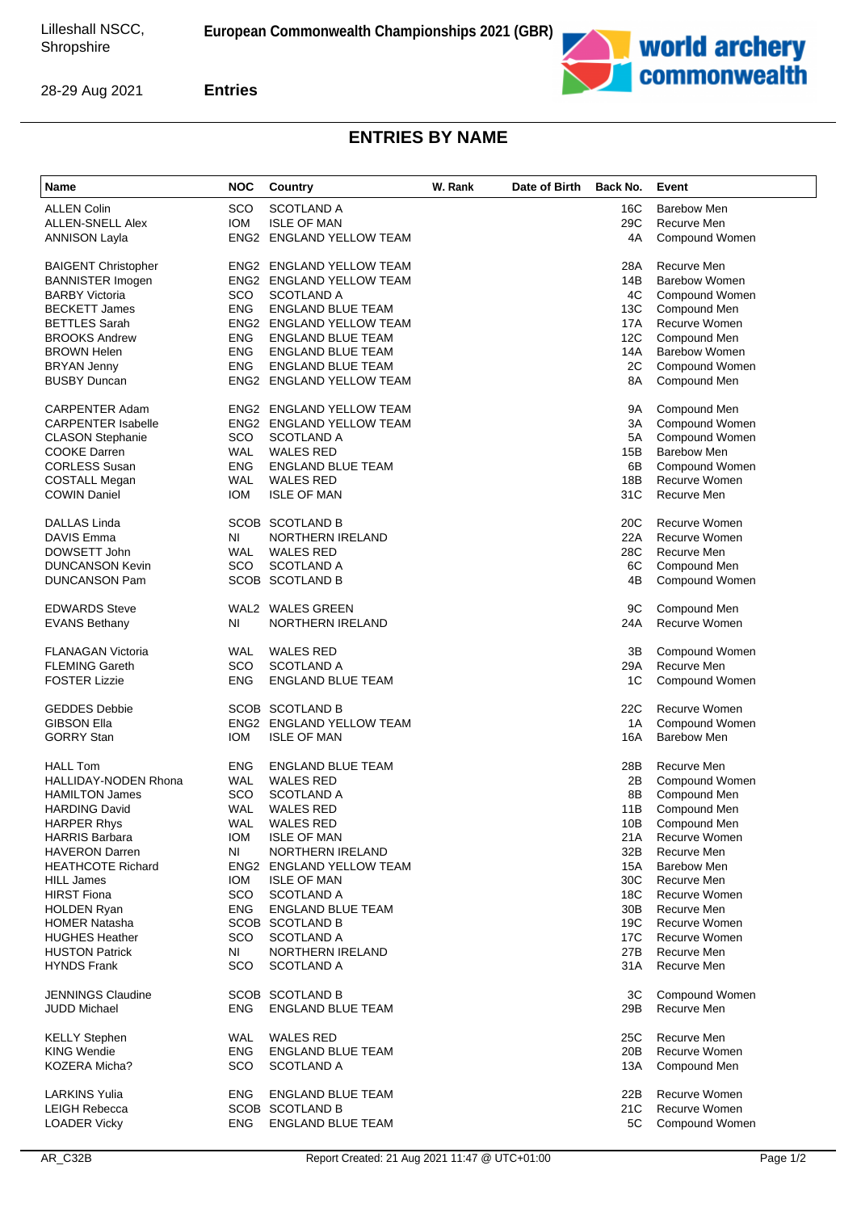Lilleshall NSCC, Shropshire

**European Commonwealth Championships 2021 (GBR)**

28-29 Aug 2021

**Entries**

## ENTRIES BY NAME

| Name | NOC | Country | W. Rank | Date of Birth | Back No. | Event |
|---|---|---|---|---|---|---|
| ALLEN Colin | SCO | SCOTLAND A | | | 16C | Barebow Men |
| ALLEN-SNELL Alex | IOM | ISLE OF MAN | | | 29C | Recurve Men |
| ANNISON Layla | ENG2 | ENGLAND YELLOW TEAM | | | 4A | Compound Women |
| BAIGENT Christopher | ENG2 | ENGLAND YELLOW TEAM | | | 28A | Recurve Men |
| BANNISTER Imogen | ENG2 | ENGLAND YELLOW TEAM | | | 14B | Barebow Women |
| BARBY Victoria | SCO | SCOTLAND A | | | 4C | Compound Women |
| BECKETT James | ENG | ENGLAND BLUE TEAM | | | 13C | Compound Men |
| BETTLES Sarah | ENG2 | ENGLAND YELLOW TEAM | | | 17A | Recurve Women |
| BROOKS Andrew | ENG | ENGLAND BLUE TEAM | | | 12C | Compound Men |
| BROWN Helen | ENG | ENGLAND BLUE TEAM | | | 14A | Barebow Women |
| BRYAN Jenny | ENG | ENGLAND BLUE TEAM | | | 2C | Compound Women |
| BUSBY Duncan | ENG2 | ENGLAND YELLOW TEAM | | | 8A | Compound Men |
| CARPENTER Adam | ENG2 | ENGLAND YELLOW TEAM | | | 9A | Compound Men |
| CARPENTER Isabelle | ENG2 | ENGLAND YELLOW TEAM | | | 3A | Compound Women |
| CLASON Stephanie | SCO | SCOTLAND A | | | 5A | Compound Women |
| COOKE Darren | WAL | WALES RED | | | 15B | Barebow Men |
| CORLESS Susan | ENG | ENGLAND BLUE TEAM | | | 6B | Compound Women |
| COSTALL Megan | WAL | WALES RED | | | 18B | Recurve Women |
| COWIN Daniel | IOM | ISLE OF MAN | | | 31C | Recurve Men |
| DALLAS Linda | SCOB | SCOTLAND B | | | 20C | Recurve Women |
| DAVIS Emma | NI | NORTHERN IRELAND | | | 22A | Recurve Women |
| DOWSETT John | WAL | WALES RED | | | 28C | Recurve Men |
| DUNCANSON Kevin | SCO | SCOTLAND A | | | 6C | Compound Men |
| DUNCANSON Pam | SCOB | SCOTLAND B | | | 4B | Compound Women |
| EDWARDS Steve | WAL2 | WALES GREEN | | | 9C | Compound Men |
| EVANS Bethany | NI | NORTHERN IRELAND | | | 24A | Recurve Women |
| FLANAGAN Victoria | WAL | WALES RED | | | 3B | Compound Women |
| FLEMING Gareth | SCO | SCOTLAND A | | | 29A | Recurve Men |
| FOSTER Lizzie | ENG | ENGLAND BLUE TEAM | | | 1C | Compound Women |
| GEDDES Debbie | SCOB | SCOTLAND B | | | 22C | Recurve Women |
| GIBSON Ella | ENG2 | ENGLAND YELLOW TEAM | | | 1A | Compound Women |
| GORRY Stan | IOM | ISLE OF MAN | | | 16A | Barebow Men |
| HALL Tom | ENG | ENGLAND BLUE TEAM | | | 28B | Recurve Men |
| HALLIDAY-NODEN Rhona | WAL | WALES RED | | | 2B | Compound Women |
| HAMILTON James | SCO | SCOTLAND A | | | 8B | Compound Men |
| HARDING David | WAL | WALES RED | | | 11B | Compound Men |
| HARPER Rhys | WAL | WALES RED | | | 10B | Compound Men |
| HARRIS Barbara | IOM | ISLE OF MAN | | | 21A | Recurve Women |
| HAVERON Darren | NI | NORTHERN IRELAND | | | 32B | Recurve Men |
| HEATHCOTE Richard | ENG2 | ENGLAND YELLOW TEAM | | | 15A | Barebow Men |
| HILL James | IOM | ISLE OF MAN | | | 30C | Recurve Men |
| HIRST Fiona | SCO | SCOTLAND A | | | 18C | Recurve Women |
| HOLDEN Ryan | ENG | ENGLAND BLUE TEAM | | | 30B | Recurve Men |
| HOMER Natasha | SCOB | SCOTLAND B | | | 19C | Recurve Women |
| HUGHES Heather | SCO | SCOTLAND A | | | 17C | Recurve Women |
| HUSTON Patrick | NI | NORTHERN IRELAND | | | 27B | Recurve Men |
| HYNDS Frank | SCO | SCOTLAND A | | | 31A | Recurve Men |
| JENNINGS Claudine | SCOB | SCOTLAND B | | | 3C | Compound Women |
| JUDD Michael | ENG | ENGLAND BLUE TEAM | | | 29B | Recurve Men |
| KELLY Stephen | WAL | WALES RED | | | 25C | Recurve Men |
| KING Wendie | ENG | ENGLAND BLUE TEAM | | | 20B | Recurve Women |
| KOZERA Micha? | SCO | SCOTLAND A | | | 13A | Compound Men |
| LARKINS Yulia | ENG | ENGLAND BLUE TEAM | | | 22B | Recurve Women |
| LEIGH Rebecca | SCOB | SCOTLAND B | | | 21C | Recurve Women |
| LOADER Vicky | ENG | ENGLAND BLUE TEAM | | | 5C | Compound Women |

AR_C32B    Report Created: 21 Aug 2021 11:47 @ UTC+01:00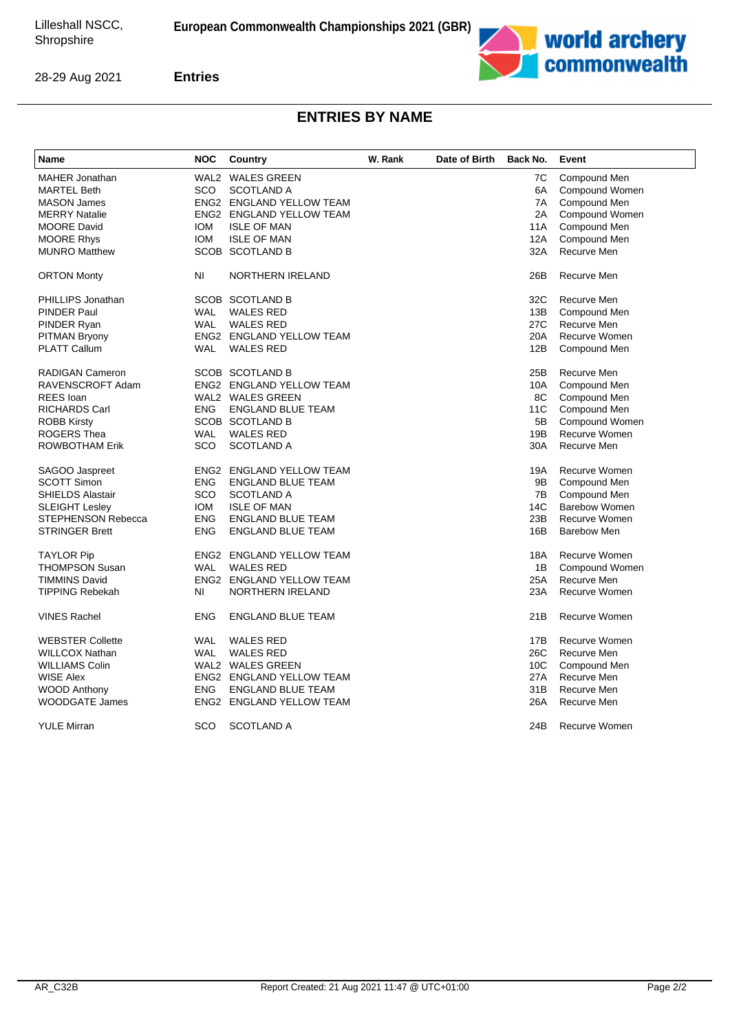Lilleshall NSCC, Shropshire

**European Commonwealth Championships 2021 (GBR)**

28-29 Aug 2021

**Entries**

## ENTRIES BY NAME

| Name | NOC | Country | W. Rank | Date of Birth | Back No. | Event |
|---|---|---|---|---|---|---|
| MAHER Jonathan | WAL2 | WALES GREEN | | | 7C | Compound Men |
| MARTEL Beth | SCO | SCOTLAND A | | | 6A | Compound Women |
| MASON James | ENG2 | ENGLAND YELLOW TEAM | | | 7A | Compound Men |
| MERRY Natalie | ENG2 | ENGLAND YELLOW TEAM | | | 2A | Compound Women |
| MOORE David | IOM | ISLE OF MAN | | | 11A | Compound Men |
| MOORE Rhys | IOM | ISLE OF MAN | | | 12A | Compound Men |
| MUNRO Matthew | SCOB | SCOTLAND B | | | 32A | Recurve Men |
| ORTON Monty | NI | NORTHERN IRELAND | | | 26B | Recurve Men |
| PHILLIPS Jonathan | SCOB | SCOTLAND B | | | 32C | Recurve Men |
| PINDER Paul | WAL | WALES RED | | | 13B | Compound Men |
| PINDER Ryan | WAL | WALES RED | | | 27C | Recurve Men |
| PITMAN Bryony | ENG2 | ENGLAND YELLOW TEAM | | | 20A | Recurve Women |
| PLATT Callum | WAL | WALES RED | | | 12B | Compound Men |
| RADIGAN Cameron | SCOB | SCOTLAND B | | | 25B | Recurve Men |
| RAVENSCROFT Adam | ENG2 | ENGLAND YELLOW TEAM | | | 10A | Compound Men |
| REES Ioan | WAL2 | WALES GREEN | | | 8C | Compound Men |
| RICHARDS Carl | ENG | ENGLAND BLUE TEAM | | | 11C | Compound Men |
| ROBB Kirsty | SCOB | SCOTLAND B | | | 5B | Compound Women |
| ROGERS Thea | WAL | WALES RED | | | 19B | Recurve Women |
| ROWBOTHAM Erik | SCO | SCOTLAND A | | | 30A | Recurve Men |
| SAGOO Jaspreet | ENG2 | ENGLAND YELLOW TEAM | | | 19A | Recurve Women |
| SCOTT Simon | ENG | ENGLAND BLUE TEAM | | | 9B | Compound Men |
| SHIELDS Alastair | SCO | SCOTLAND A | | | 7B | Compound Men |
| SLEIGHT Lesley | IOM | ISLE OF MAN | | | 14C | Barebow Women |
| STEPHENSON Rebecca | ENG | ENGLAND BLUE TEAM | | | 23B | Recurve Women |
| STRINGER Brett | ENG | ENGLAND BLUE TEAM | | | 16B | Barebow Men |
| TAYLOR Pip | ENG2 | ENGLAND YELLOW TEAM | | | 18A | Recurve Women |
| THOMPSON Susan | WAL | WALES RED | | | 1B | Compound Women |
| TIMMINS David | ENG2 | ENGLAND YELLOW TEAM | | | 25A | Recurve Men |
| TIPPING Rebekah | NI | NORTHERN IRELAND | | | 23A | Recurve Women |
| VINES Rachel | ENG | ENGLAND BLUE TEAM | | | 21B | Recurve Women |
| WEBSTER Collette | WAL | WALES RED | | | 17B | Recurve Women |
| WILLCOX Nathan | WAL | WALES RED | | | 26C | Recurve Men |
| WILLIAMS Colin | WAL2 | WALES GREEN | | | 10C | Compound Men |
| WISE Alex | ENG2 | ENGLAND YELLOW TEAM | | | 27A | Recurve Men |
| WOOD Anthony | ENG | ENGLAND BLUE TEAM | | | 31B | Recurve Men |
| WOODGATE James | ENG2 | ENGLAND YELLOW TEAM | | | 26A | Recurve Men |
| YULE Mirran | SCO | SCOTLAND A | | | 24B | Recurve Women |

AR_C32B Report Created: 21 Aug 2021 11:47 @ UTC+01:00